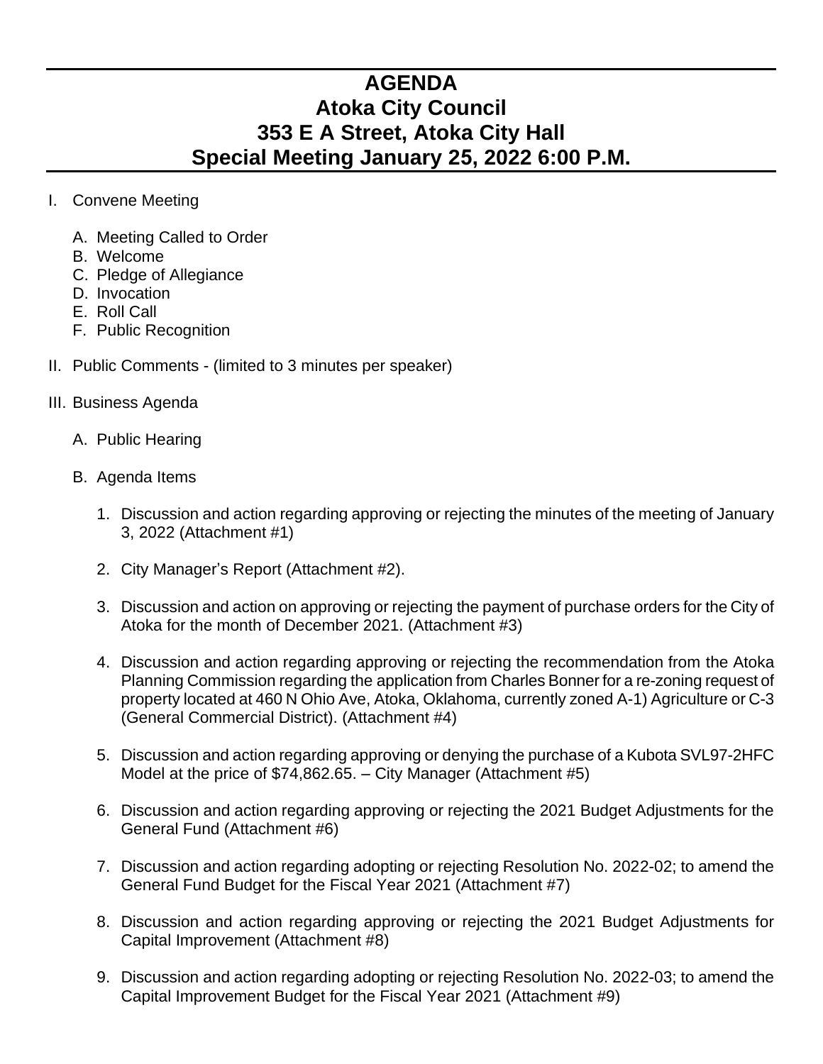# AGENDA
# Atoka City Council
# 353 E A Street, Atoka City Hall
# Special Meeting January 25, 2022 6:00 P.M.

I. Convene Meeting

   A. Meeting Called to Order
   B. Welcome
   C. Pledge of Allegiance
   D. Invocation
   E. Roll Call
   F. Public Recognition

II. Public Comments - (limited to 3 minutes per speaker)

III. Business Agenda

   A. Public Hearing

   B. Agenda Items

      1. Discussion and action regarding approving or rejecting the minutes of the meeting of January 3, 2022 (Attachment #1)

      2. City Manager's Report (Attachment #2).

      3. Discussion and action on approving or rejecting the payment of purchase orders for the City of Atoka for the month of December 2021. (Attachment #3)

      4. Discussion and action regarding approving or rejecting the recommendation from the Atoka Planning Commission regarding the application from Charles Bonner for a re-zoning request of property located at 460 N Ohio Ave, Atoka, Oklahoma, currently zoned A-1) Agriculture or C-3 (General Commercial District). (Attachment #4)

      5. Discussion and action regarding approving or denying the purchase of a Kubota SVL97-2HFC Model at the price of $74,862.65. – City Manager (Attachment #5)

      6. Discussion and action regarding approving or rejecting the 2021 Budget Adjustments for the General Fund (Attachment #6)

      7. Discussion and action regarding adopting or rejecting Resolution No. 2022-02; to amend the General Fund Budget for the Fiscal Year 2021 (Attachment #7)

      8. Discussion and action regarding approving or rejecting the 2021 Budget Adjustments for Capital Improvement (Attachment #8)

      9. Discussion and action regarding adopting or rejecting Resolution No. 2022-03; to amend the Capital Improvement Budget for the Fiscal Year 2021 (Attachment #9)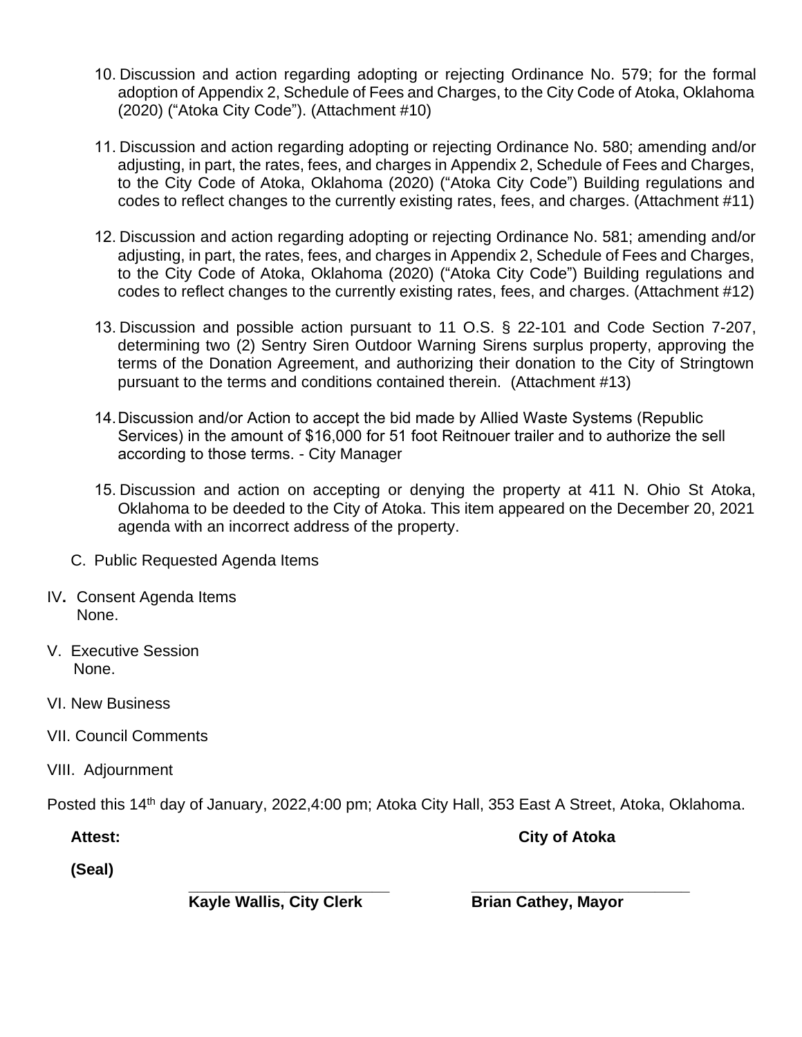10. Discussion and action regarding adopting or rejecting Ordinance No. 579; for the formal adoption of Appendix 2, Schedule of Fees and Charges, to the City Code of Atoka, Oklahoma (2020) ("Atoka City Code"). (Attachment #10)

11. Discussion and action regarding adopting or rejecting Ordinance No. 580; amending and/or adjusting, in part, the rates, fees, and charges in Appendix 2, Schedule of Fees and Charges, to the City Code of Atoka, Oklahoma (2020) ("Atoka City Code") Building regulations and codes to reflect changes to the currently existing rates, fees, and charges. (Attachment #11)

12. Discussion and action regarding adopting or rejecting Ordinance No. 581; amending and/or adjusting, in part, the rates, fees, and charges in Appendix 2, Schedule of Fees and Charges, to the City Code of Atoka, Oklahoma (2020) ("Atoka City Code") Building regulations and codes to reflect changes to the currently existing rates, fees, and charges. (Attachment #12)

13. Discussion and possible action pursuant to 11 O.S. § 22-101 and Code Section 7-207, determining two (2) Sentry Siren Outdoor Warning Sirens surplus property, approving the terms of the Donation Agreement, and authorizing their donation to the City of Stringtown pursuant to the terms and conditions contained therein. (Attachment #13)

14. Discussion and/or Action to accept the bid made by Allied Waste Systems (Republic Services) in the amount of $16,000 for 51 foot Reitnouer trailer and to authorize the sell according to those terms. - City Manager

15. Discussion and action on accepting or denying the property at 411 N. Ohio St Atoka, Oklahoma to be deeded to the City of Atoka. This item appeared on the December 20, 2021 agenda with an incorrect address of the property.

C. Public Requested Agenda Items

IV**.** Consent Agenda Items
None.

V. Executive Session
None.

VI. New Business

VII. Council Comments

VIII. Adjournment

Posted this 14th day of January, 2022,4:00 pm; Atoka City Hall, 353 East A Street, Atoka, Oklahoma.

**Attest:** **City of Atoka**

**(Seal)**

\_\_\_\_\_\_\_\_\_\_\_\_\_\_\_\_\_\_\_\_\_\_\_\_ \_\_\_\_\_\_\_\_\_\_\_\_\_\_\_\_\_\_\_\_\_\_\_\_\_\_

**Kayle Wallis, City Clerk** **Brian Cathey, Mayor**